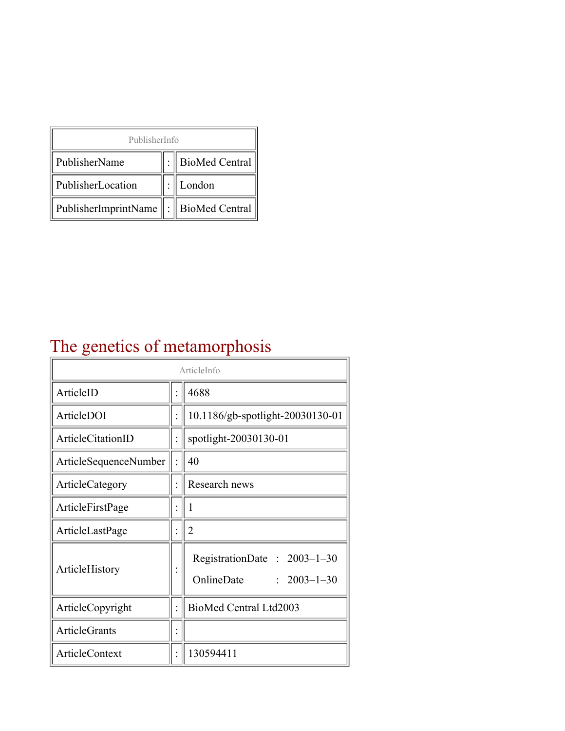| PublisherInfo | | |
|---|---|---|
| PublisherName | : | BioMed Central |
| PublisherLocation | : | London |
| PublisherImprintName | : | BioMed Central |

# The genetics of metamorphosis

| ArticleInfo | | |
|---|---|---|
| ArticleID | : | 4688 |
| ArticleDOI | : | 10.1186/gb-spotlight-20030130-01 |
| ArticleCitationID | : | spotlight-20030130-01 |
| ArticleSequenceNumber | : | 40 |
| ArticleCategory | : | Research news |
| ArticleFirstPage | : | 1 |
| ArticleLastPage | : | 2 |
| ArticleHistory | : | RegistrationDate : 2003–1–30<br>OnlineDate : 2003–1–30 |
| ArticleCopyright | : | BioMed Central Ltd2003 |
| ArticleGrants | : | |
| ArticleContext | : | 130594411 |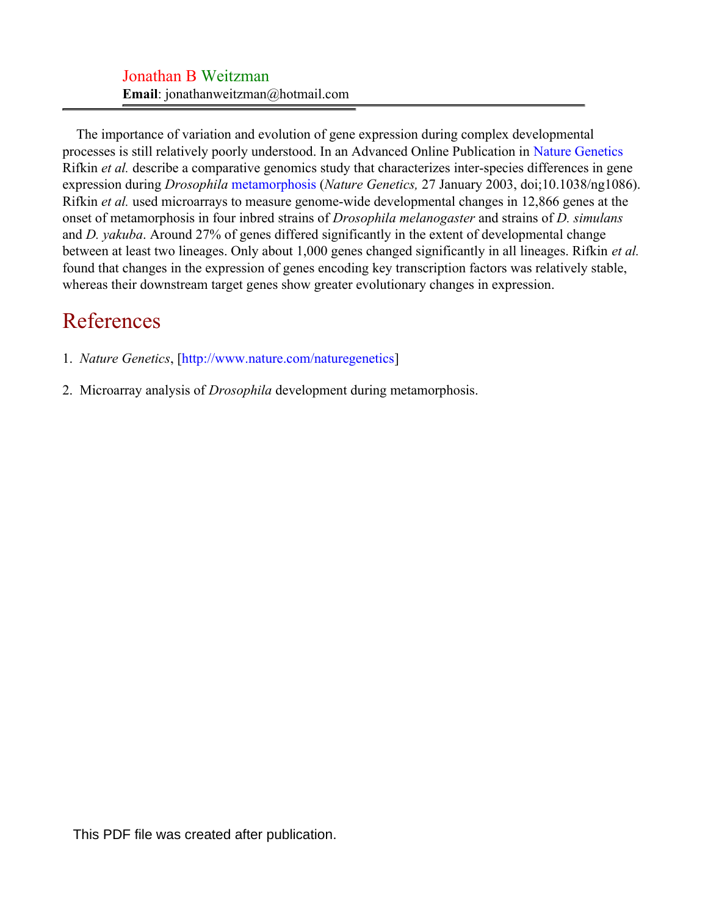Jonathan B Weitzman
**Email**: jonathanweitzman@hotmail.com

The importance of variation and evolution of gene expression during complex developmental processes is still relatively poorly understood. In an Advanced Online Publication in Nature Genetics Rifkin *et al.* describe a comparative genomics study that characterizes inter-species differences in gene expression during *Drosophila* metamorphosis (*Nature Genetics,* 27 January 2003, doi;10.1038/ng1086). Rifkin *et al.* used microarrays to measure genome-wide developmental changes in 12,866 genes at the onset of metamorphosis in four inbred strains of *Drosophila melanogaster* and strains of *D. simulans* and *D. yakuba*. Around 27% of genes differed significantly in the extent of developmental change between at least two lineages. Only about 1,000 genes changed significantly in all lineages. Rifkin *et al.* found that changes in the expression of genes encoding key transcription factors was relatively stable, whereas their downstream target genes show greater evolutionary changes in expression.

# References

1. *Nature Genetics*, [http://www.nature.com/naturegenetics]

2. Microarray analysis of *Drosophila* development during metamorphosis.

This PDF file was created after publication.